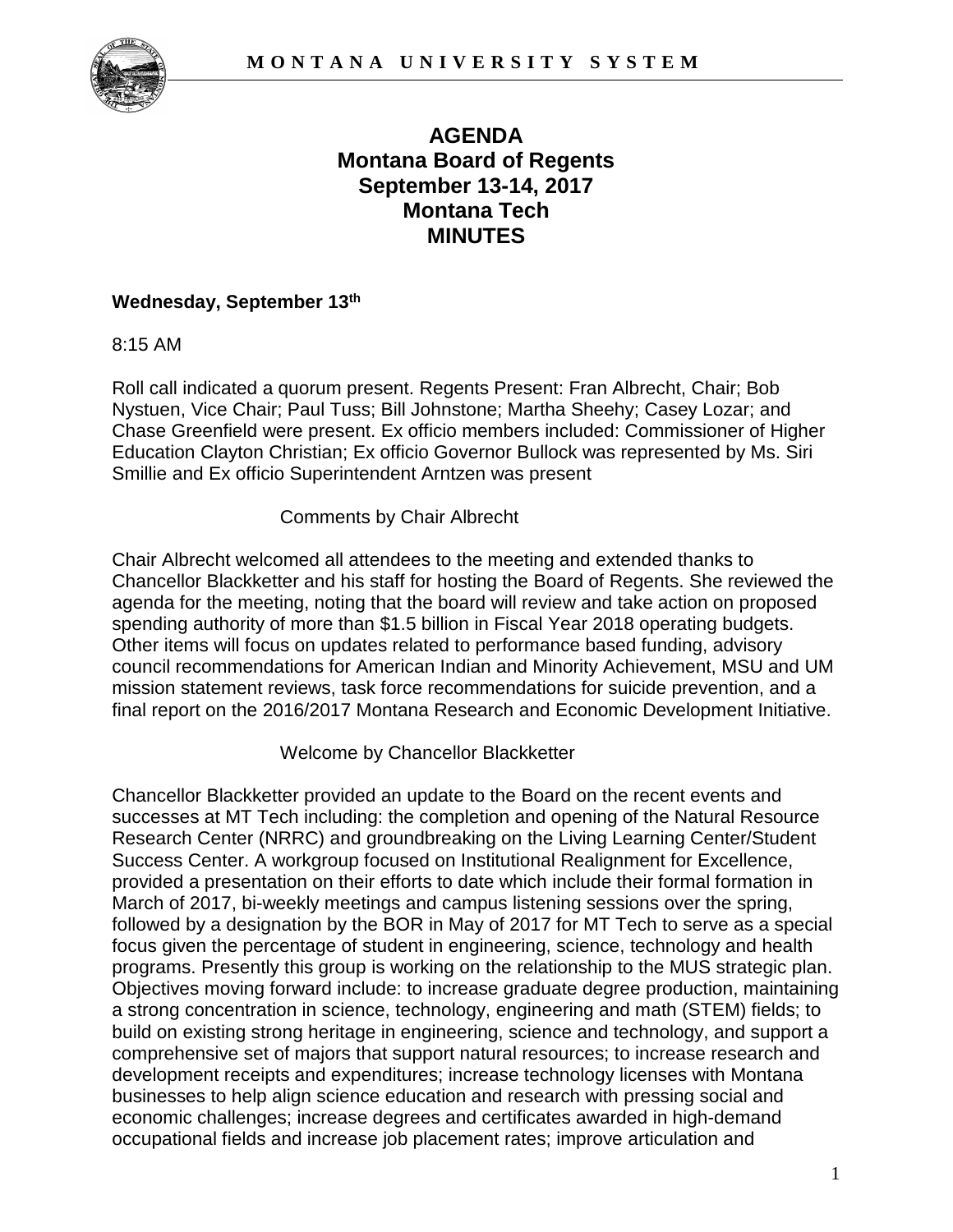# AGENDA
# Montana Board of Regents
# September 13-14, 2017
# Montana Tech
# MINUTES

**Wednesday, September 13th**

8:15 AM

Roll call indicated a quorum present. Regents Present: Fran Albrecht, Chair; Bob Nystuen, Vice Chair; Paul Tuss; Bill Johnstone; Martha Sheehy; Casey Lozar; and Chase Greenfield were present. Ex officio members included: Commissioner of Higher Education Clayton Christian; Ex officio Governor Bullock was represented by Ms. Siri Smillie and Ex officio Superintendent Arntzen was present

Comments by Chair Albrecht

Chair Albrecht welcomed all attendees to the meeting and extended thanks to Chancellor Blackketter and his staff for hosting the Board of Regents. She reviewed the agenda for the meeting, noting that the board will review and take action on proposed spending authority of more than $1.5 billion in Fiscal Year 2018 operating budgets. Other items will focus on updates related to performance based funding, advisory council recommendations for American Indian and Minority Achievement, MSU and UM mission statement reviews, task force recommendations for suicide prevention, and a final report on the 2016/2017 Montana Research and Economic Development Initiative.

Welcome by Chancellor Blackketter

Chancellor Blackketter provided an update to the Board on the recent events and successes at MT Tech including: the completion and opening of the Natural Resource Research Center (NRRC) and groundbreaking on the Living Learning Center/Student Success Center. A workgroup focused on Institutional Realignment for Excellence, provided a presentation on their efforts to date which include their formal formation in March of 2017, bi-weekly meetings and campus listening sessions over the spring, followed by a designation by the BOR in May of 2017 for MT Tech to serve as a special focus given the percentage of student in engineering, science, technology and health programs. Presently this group is working on the relationship to the MUS strategic plan. Objectives moving forward include: to increase graduate degree production, maintaining a strong concentration in science, technology, engineering and math (STEM) fields; to build on existing strong heritage in engineering, science and technology, and support a comprehensive set of majors that support natural resources; to increase research and development receipts and expenditures; increase technology licenses with Montana businesses to help align science education and research with pressing social and economic challenges; increase degrees and certificates awarded in high-demand occupational fields and increase job placement rates; improve articulation and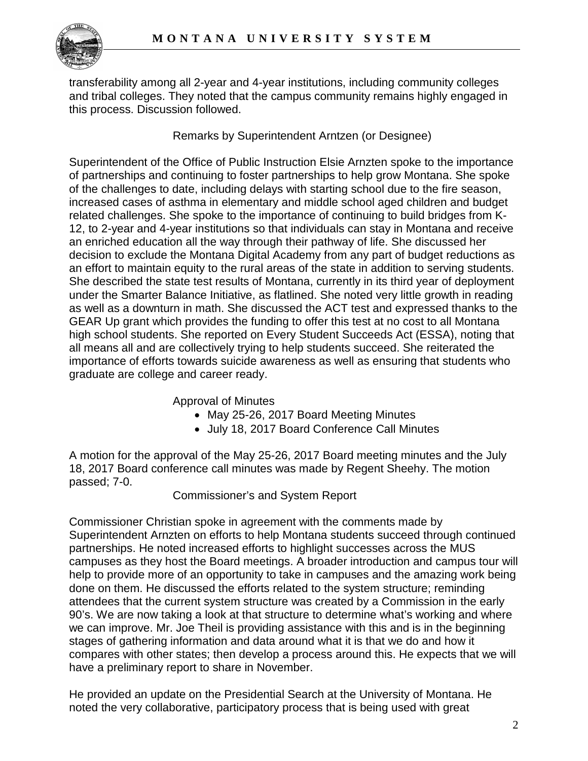transferability among all 2-year and 4-year institutions, including community colleges and tribal colleges. They noted that the campus community remains highly engaged in this process. Discussion followed.

### Remarks by Superintendent Arntzen (or Designee)

Superintendent of the Office of Public Instruction Elsie Arnzten spoke to the importance of partnerships and continuing to foster partnerships to help grow Montana. She spoke of the challenges to date, including delays with starting school due to the fire season, increased cases of asthma in elementary and middle school aged children and budget related challenges. She spoke to the importance of continuing to build bridges from K-12, to 2-year and 4-year institutions so that individuals can stay in Montana and receive an enriched education all the way through their pathway of life. She discussed her decision to exclude the Montana Digital Academy from any part of budget reductions as an effort to maintain equity to the rural areas of the state in addition to serving students. She described the state test results of Montana, currently in its third year of deployment under the Smarter Balance Initiative, as flatlined. She noted very little growth in reading as well as a downturn in math. She discussed the ACT test and expressed thanks to the GEAR Up grant which provides the funding to offer this test at no cost to all Montana high school students. She reported on Every Student Succeeds Act (ESSA), noting that all means all and are collectively trying to help students succeed. She reiterated the importance of efforts towards suicide awareness as well as ensuring that students who graduate are college and career ready.

### Approval of Minutes

- May 25-26, 2017 Board Meeting Minutes
- July 18, 2017 Board Conference Call Minutes

A motion for the approval of the May 25-26, 2017 Board meeting minutes and the July 18, 2017 Board conference call minutes was made by Regent Sheehy. The motion passed; 7-0.

### Commissioner's and System Report

Commissioner Christian spoke in agreement with the comments made by Superintendent Arnzten on efforts to help Montana students succeed through continued partnerships. He noted increased efforts to highlight successes across the MUS campuses as they host the Board meetings. A broader introduction and campus tour will help to provide more of an opportunity to take in campuses and the amazing work being done on them. He discussed the efforts related to the system structure; reminding attendees that the current system structure was created by a Commission in the early 90's. We are now taking a look at that structure to determine what's working and where we can improve. Mr. Joe Theil is providing assistance with this and is in the beginning stages of gathering information and data around what it is that we do and how it compares with other states; then develop a process around this. He expects that we will have a preliminary report to share in November.

He provided an update on the Presidential Search at the University of Montana. He noted the very collaborative, participatory process that is being used with great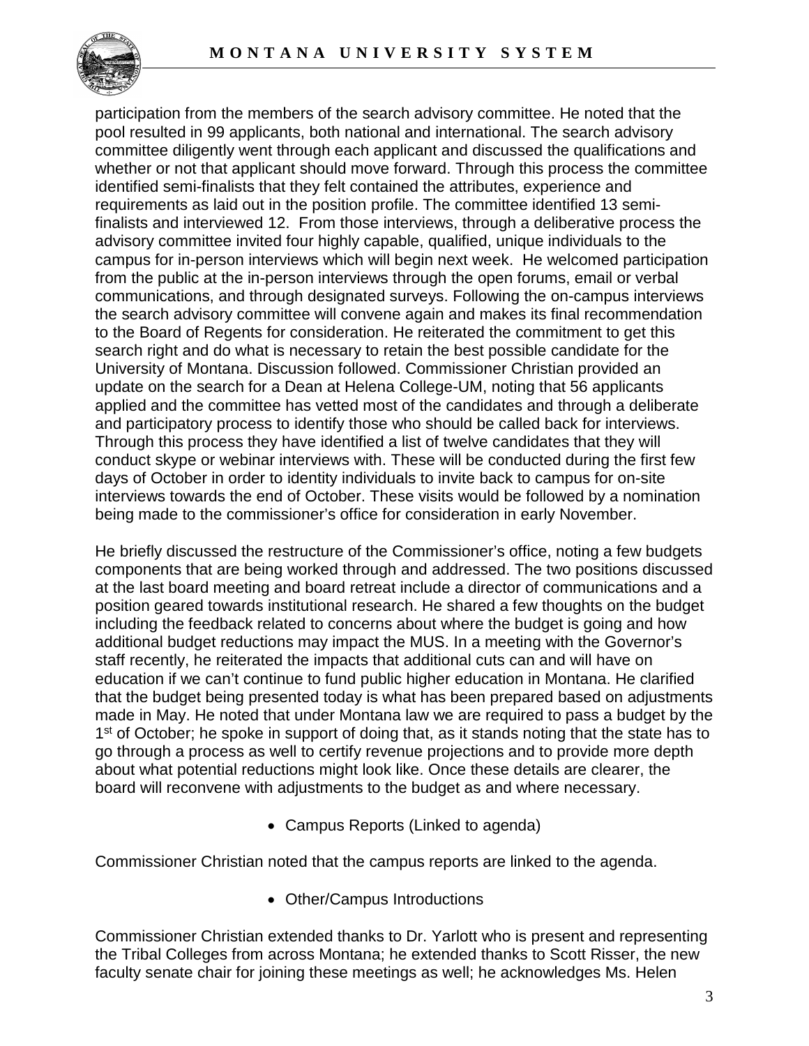participation from the members of the search advisory committee. He noted that the pool resulted in 99 applicants, both national and international. The search advisory committee diligently went through each applicant and discussed the qualifications and whether or not that applicant should move forward. Through this process the committee identified semi-finalists that they felt contained the attributes, experience and requirements as laid out in the position profile. The committee identified 13 semi-finalists and interviewed 12. From those interviews, through a deliberative process the advisory committee invited four highly capable, qualified, unique individuals to the campus for in-person interviews which will begin next week. He welcomed participation from the public at the in-person interviews through the open forums, email or verbal communications, and through designated surveys. Following the on-campus interviews the search advisory committee will convene again and makes its final recommendation to the Board of Regents for consideration. He reiterated the commitment to get this search right and do what is necessary to retain the best possible candidate for the University of Montana. Discussion followed. Commissioner Christian provided an update on the search for a Dean at Helena College-UM, noting that 56 applicants applied and the committee has vetted most of the candidates and through a deliberate and participatory process to identify those who should be called back for interviews. Through this process they have identified a list of twelve candidates that they will conduct skype or webinar interviews with. These will be conducted during the first few days of October in order to identity individuals to invite back to campus for on-site interviews towards the end of October. These visits would be followed by a nomination being made to the commissioner's office for consideration in early November.

He briefly discussed the restructure of the Commissioner's office, noting a few budgets components that are being worked through and addressed. The two positions discussed at the last board meeting and board retreat include a director of communications and a position geared towards institutional research. He shared a few thoughts on the budget including the feedback related to concerns about where the budget is going and how additional budget reductions may impact the MUS. In a meeting with the Governor's staff recently, he reiterated the impacts that additional cuts can and will have on education if we can't continue to fund public higher education in Montana. He clarified that the budget being presented today is what has been prepared based on adjustments made in May. He noted that under Montana law we are required to pass a budget by the 1st of October; he spoke in support of doing that, as it stands noting that the state has to go through a process as well to certify revenue projections and to provide more depth about what potential reductions might look like. Once these details are clearer, the board will reconvene with adjustments to the budget as and where necessary.

- Campus Reports (Linked to agenda)

Commissioner Christian noted that the campus reports are linked to the agenda.

- Other/Campus Introductions

Commissioner Christian extended thanks to Dr. Yarlott who is present and representing the Tribal Colleges from across Montana; he extended thanks to Scott Risser, the new faculty senate chair for joining these meetings as well; he acknowledges Ms. Helen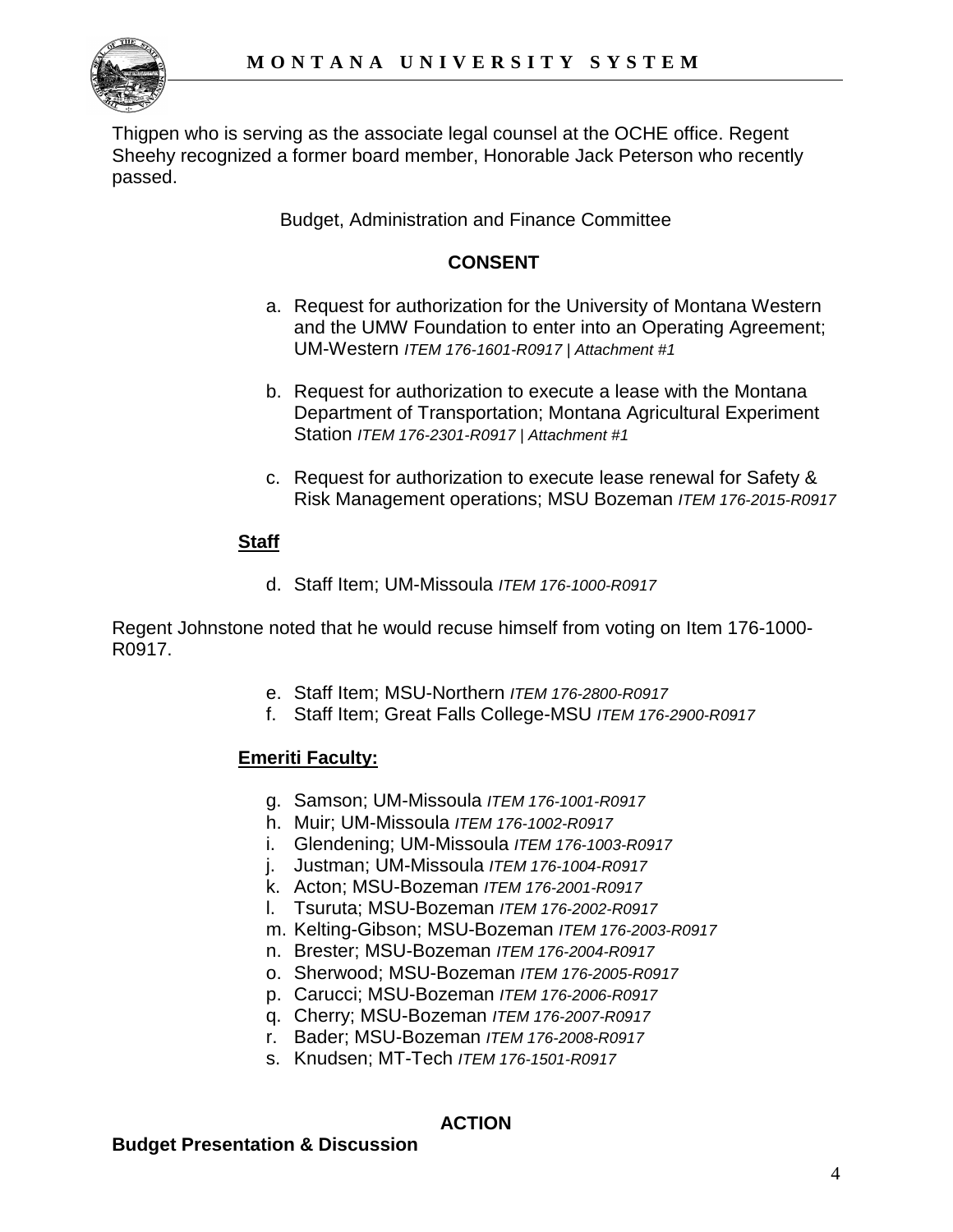Thigpen who is serving as the associate legal counsel at the OCHE office. Regent Sheehy recognized a former board member, Honorable Jack Peterson who recently passed.

Budget, Administration and Finance Committee

**CONSENT**

a. Request for authorization for the University of Montana Western and the UMW Foundation to enter into an Operating Agreement; UM-Western *ITEM 176-1601-R0917 | Attachment #1*

b. Request for authorization to execute a lease with the Montana Department of Transportation; Montana Agricultural Experiment Station *ITEM 176-2301-R0917 | Attachment #1*

c. Request for authorization to execute lease renewal for Safety & Risk Management operations; MSU Bozeman *ITEM 176-2015-R0917*

**Staff**

d. Staff Item; UM-Missoula *ITEM 176-1000-R0917*

Regent Johnstone noted that he would recuse himself from voting on Item 176-1000-R0917.

e. Staff Item; MSU-Northern *ITEM 176-2800-R0917*
f. Staff Item; Great Falls College-MSU *ITEM 176-2900-R0917*

**Emeriti Faculty:**

g. Samson; UM-Missoula *ITEM 176-1001-R0917*
h. Muir; UM-Missoula *ITEM 176-1002-R0917*
i. Glendening; UM-Missoula *ITEM 176-1003-R0917*
j. Justman; UM-Missoula *ITEM 176-1004-R0917*
k. Acton; MSU-Bozeman *ITEM 176-2001-R0917*
l. Tsuruta; MSU-Bozeman *ITEM 176-2002-R0917*
m. Kelting-Gibson; MSU-Bozeman *ITEM 176-2003-R0917*
n. Brester; MSU-Bozeman *ITEM 176-2004-R0917*
o. Sherwood; MSU-Bozeman *ITEM 176-2005-R0917*
p. Carucci; MSU-Bozeman *ITEM 176-2006-R0917*
q. Cherry; MSU-Bozeman *ITEM 176-2007-R0917*
r. Bader; MSU-Bozeman *ITEM 176-2008-R0917*
s. Knudsen; MT-Tech *ITEM 176-1501-R0917*

**ACTION**

**Budget Presentation & Discussion**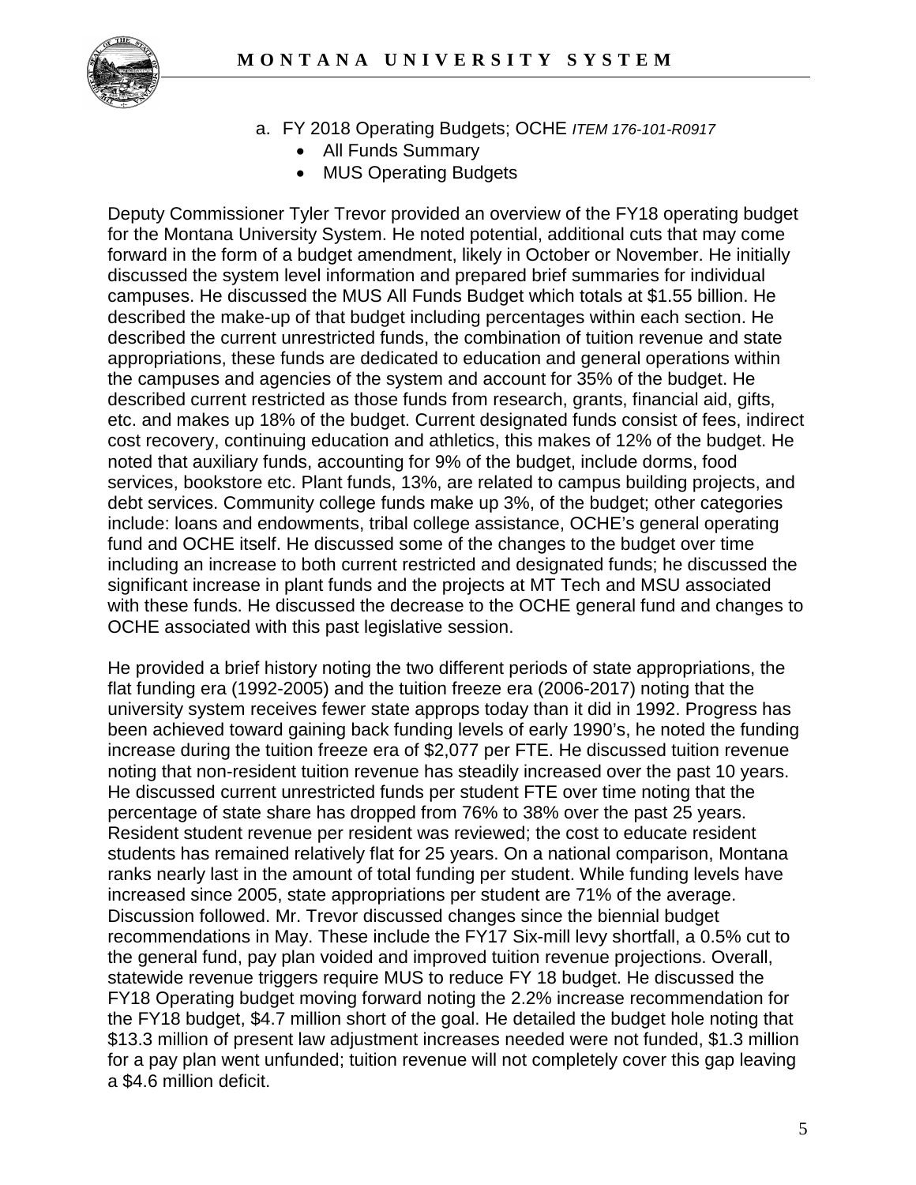a. FY 2018 Operating Budgets; OCHE *ITEM 176-101-R0917*
    - All Funds Summary
    - MUS Operating Budgets

Deputy Commissioner Tyler Trevor provided an overview of the FY18 operating budget for the Montana University System. He noted potential, additional cuts that may come forward in the form of a budget amendment, likely in October or November. He initially discussed the system level information and prepared brief summaries for individual campuses. He discussed the MUS All Funds Budget which totals at $1.55 billion. He described the make-up of that budget including percentages within each section. He described the current unrestricted funds, the combination of tuition revenue and state appropriations, these funds are dedicated to education and general operations within the campuses and agencies of the system and account for 35% of the budget. He described current restricted as those funds from research, grants, financial aid, gifts, etc. and makes up 18% of the budget. Current designated funds consist of fees, indirect cost recovery, continuing education and athletics, this makes of 12% of the budget. He noted that auxiliary funds, accounting for 9% of the budget, include dorms, food services, bookstore etc. Plant funds, 13%, are related to campus building projects, and debt services. Community college funds make up 3%, of the budget; other categories include: loans and endowments, tribal college assistance, OCHE's general operating fund and OCHE itself. He discussed some of the changes to the budget over time including an increase to both current restricted and designated funds; he discussed the significant increase in plant funds and the projects at MT Tech and MSU associated with these funds. He discussed the decrease to the OCHE general fund and changes to OCHE associated with this past legislative session.

He provided a brief history noting the two different periods of state appropriations, the flat funding era (1992-2005) and the tuition freeze era (2006-2017) noting that the university system receives fewer state approps today than it did in 1992. Progress has been achieved toward gaining back funding levels of early 1990's, he noted the funding increase during the tuition freeze era of $2,077 per FTE. He discussed tuition revenue noting that non-resident tuition revenue has steadily increased over the past 10 years. He discussed current unrestricted funds per student FTE over time noting that the percentage of state share has dropped from 76% to 38% over the past 25 years. Resident student revenue per resident was reviewed; the cost to educate resident students has remained relatively flat for 25 years. On a national comparison, Montana ranks nearly last in the amount of total funding per student. While funding levels have increased since 2005, state appropriations per student are 71% of the average. Discussion followed. Mr. Trevor discussed changes since the biennial budget recommendations in May. These include the FY17 Six-mill levy shortfall, a 0.5% cut to the general fund, pay plan voided and improved tuition revenue projections. Overall, statewide revenue triggers require MUS to reduce FY 18 budget. He discussed the FY18 Operating budget moving forward noting the 2.2% increase recommendation for the FY18 budget, $4.7 million short of the goal. He detailed the budget hole noting that $13.3 million of present law adjustment increases needed were not funded, $1.3 million for a pay plan went unfunded; tuition revenue will not completely cover this gap leaving a $4.6 million deficit.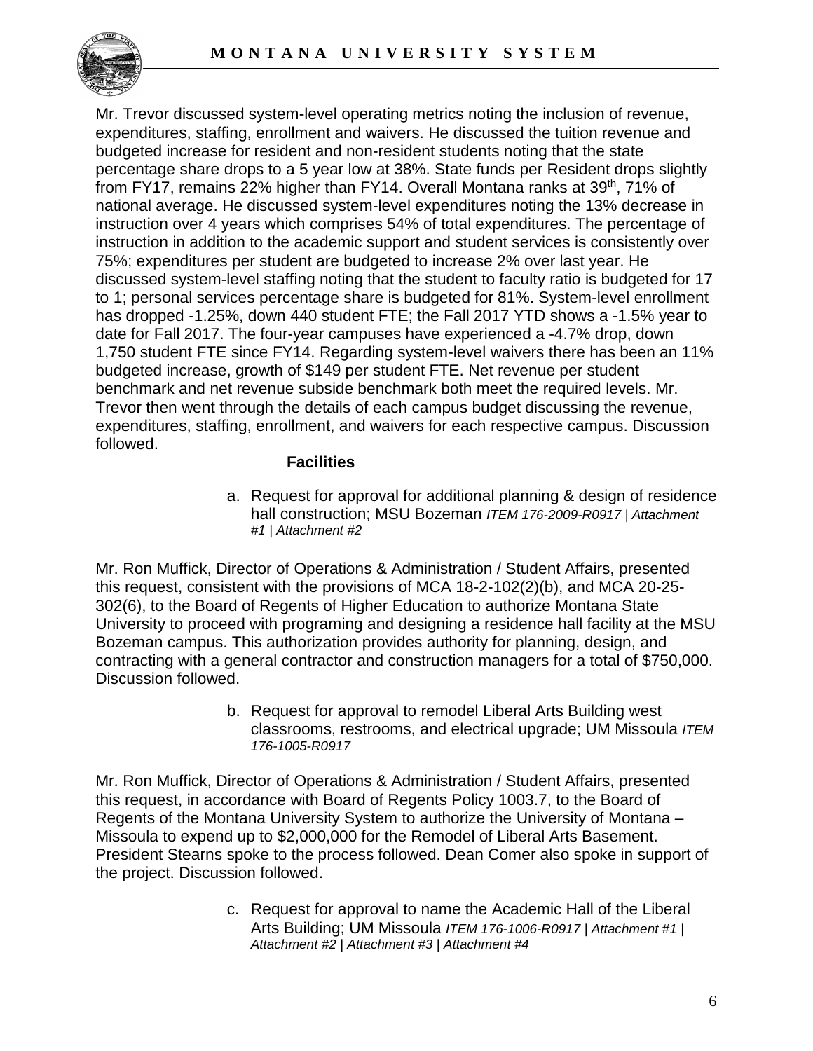Mr. Trevor discussed system-level operating metrics noting the inclusion of revenue, expenditures, staffing, enrollment and waivers. He discussed the tuition revenue and budgeted increase for resident and non-resident students noting that the state percentage share drops to a 5 year low at 38%. State funds per Resident drops slightly from FY17, remains 22% higher than FY14. Overall Montana ranks at 39th, 71% of national average. He discussed system-level expenditures noting the 13% decrease in instruction over 4 years which comprises 54% of total expenditures. The percentage of instruction in addition to the academic support and student services is consistently over 75%; expenditures per student are budgeted to increase 2% over last year. He discussed system-level staffing noting that the student to faculty ratio is budgeted for 17 to 1; personal services percentage share is budgeted for 81%. System-level enrollment has dropped -1.25%, down 440 student FTE; the Fall 2017 YTD shows a -1.5% year to date for Fall 2017. The four-year campuses have experienced a -4.7% drop, down 1,750 student FTE since FY14. Regarding system-level waivers there has been an 11% budgeted increase, growth of $149 per student FTE. Net revenue per student benchmark and net revenue subside benchmark both meet the required levels. Mr. Trevor then went through the details of each campus budget discussing the revenue, expenditures, staffing, enrollment, and waivers for each respective campus. Discussion followed.

**Facilities**

a. Request for approval for additional planning & design of residence hall construction; MSU Bozeman *ITEM 176-2009-R0917 | Attachment #1 | Attachment #2*

Mr. Ron Muffick, Director of Operations & Administration / Student Affairs, presented this request, consistent with the provisions of MCA 18-2-102(2)(b), and MCA 20-25-302(6), to the Board of Regents of Higher Education to authorize Montana State University to proceed with programing and designing a residence hall facility at the MSU Bozeman campus. This authorization provides authority for planning, design, and contracting with a general contractor and construction managers for a total of $750,000. Discussion followed.

b. Request for approval to remodel Liberal Arts Building west classrooms, restrooms, and electrical upgrade; UM Missoula *ITEM 176-1005-R0917*

Mr. Ron Muffick, Director of Operations & Administration / Student Affairs, presented this request, in accordance with Board of Regents Policy 1003.7, to the Board of Regents of the Montana University System to authorize the University of Montana – Missoula to expend up to $2,000,000 for the Remodel of Liberal Arts Basement. President Stearns spoke to the process followed. Dean Comer also spoke in support of the project. Discussion followed.

c. Request for approval to name the Academic Hall of the Liberal Arts Building; UM Missoula *ITEM 176-1006-R0917 | Attachment #1 | Attachment #2 | Attachment #3 | Attachment #4*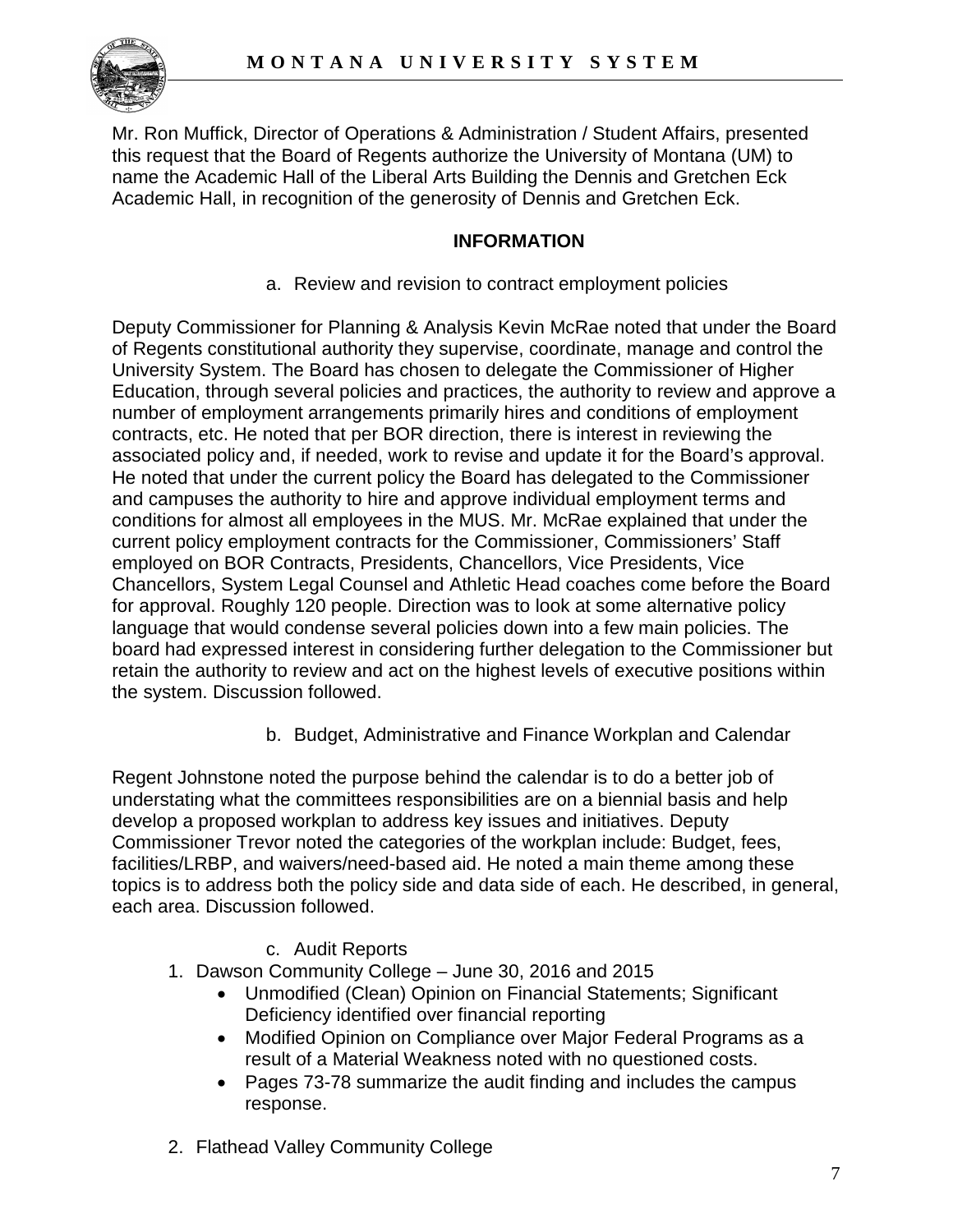Mr. Ron Muffick, Director of Operations & Administration / Student Affairs, presented this request that the Board of Regents authorize the University of Montana (UM) to name the Academic Hall of the Liberal Arts Building the Dennis and Gretchen Eck Academic Hall, in recognition of the generosity of Dennis and Gretchen Eck.

**INFORMATION**

a. Review and revision to contract employment policies

Deputy Commissioner for Planning & Analysis Kevin McRae noted that under the Board of Regents constitutional authority they supervise, coordinate, manage and control the University System. The Board has chosen to delegate the Commissioner of Higher Education, through several policies and practices, the authority to review and approve a number of employment arrangements primarily hires and conditions of employment contracts, etc. He noted that per BOR direction, there is interest in reviewing the associated policy and, if needed, work to revise and update it for the Board's approval. He noted that under the current policy the Board has delegated to the Commissioner and campuses the authority to hire and approve individual employment terms and conditions for almost all employees in the MUS. Mr. McRae explained that under the current policy employment contracts for the Commissioner, Commissioners' Staff employed on BOR Contracts, Presidents, Chancellors, Vice Presidents, Vice Chancellors, System Legal Counsel and Athletic Head coaches come before the Board for approval. Roughly 120 people. Direction was to look at some alternative policy language that would condense several policies down into a few main policies. The board had expressed interest in considering further delegation to the Commissioner but retain the authority to review and act on the highest levels of executive positions within the system. Discussion followed.

b. Budget, Administrative and Finance Workplan and Calendar

Regent Johnstone noted the purpose behind the calendar is to do a better job of understating what the committees responsibilities are on a biennial basis and help develop a proposed workplan to address key issues and initiatives. Deputy Commissioner Trevor noted the categories of the workplan include: Budget, fees, facilities/LRBP, and waivers/need-based aid. He noted a main theme among these topics is to address both the policy side and data side of each. He described, in general, each area. Discussion followed.

c. Audit Reports

1. Dawson Community College – June 30, 2016 and 2015
   - Unmodified (Clean) Opinion on Financial Statements; Significant Deficiency identified over financial reporting
   - Modified Opinion on Compliance over Major Federal Programs as a result of a Material Weakness noted with no questioned costs.
   - Pages 73-78 summarize the audit finding and includes the campus response.

2. Flathead Valley Community College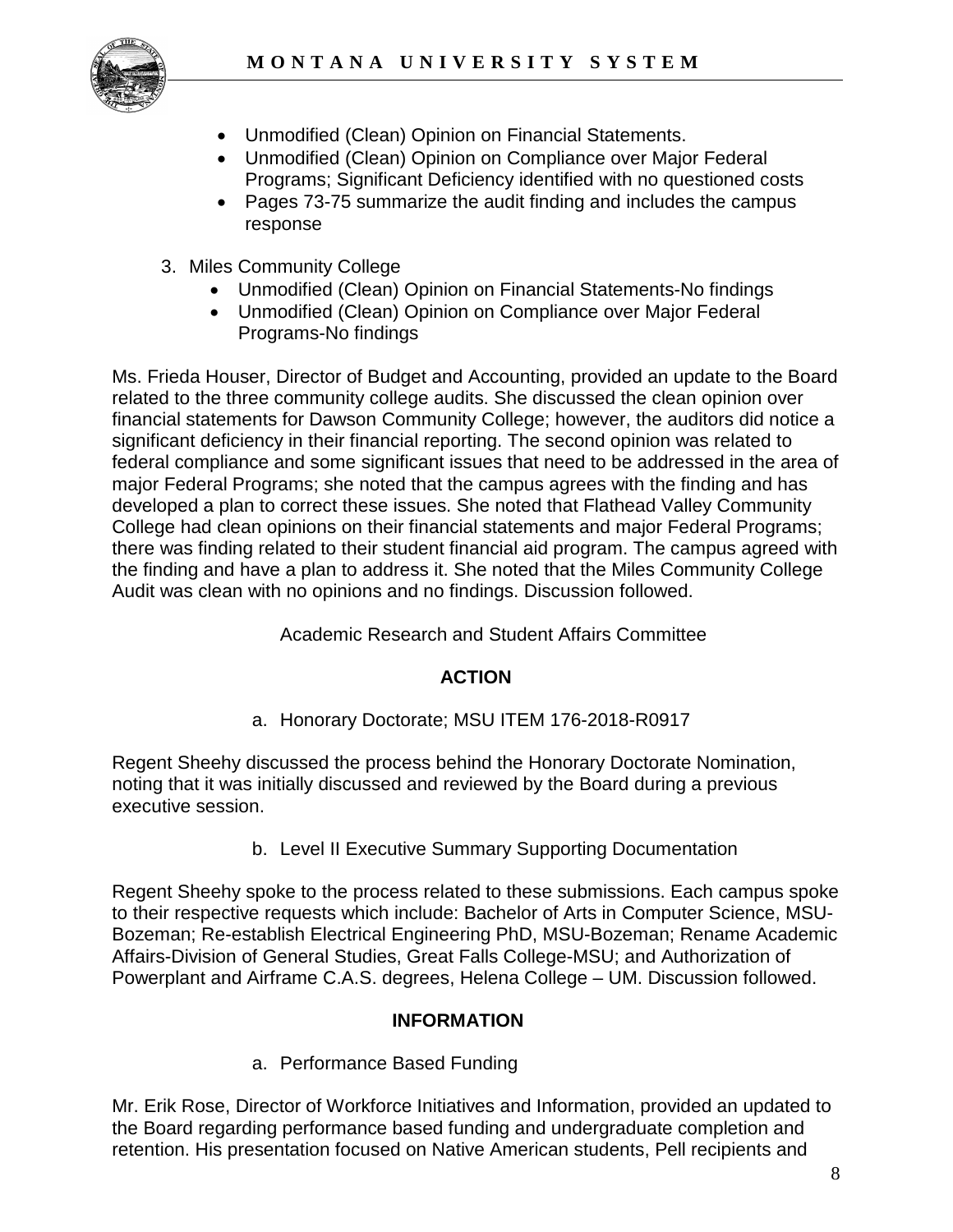- Unmodified (Clean) Opinion on Financial Statements.
- Unmodified (Clean) Opinion on Compliance over Major Federal Programs; Significant Deficiency identified with no questioned costs
- Pages 73-75 summarize the audit finding and includes the campus response

3. Miles Community College
   - Unmodified (Clean) Opinion on Financial Statements-No findings
   - Unmodified (Clean) Opinion on Compliance over Major Federal Programs-No findings

Ms. Frieda Houser, Director of Budget and Accounting, provided an update to the Board related to the three community college audits. She discussed the clean opinion over financial statements for Dawson Community College; however, the auditors did notice a significant deficiency in their financial reporting. The second opinion was related to federal compliance and some significant issues that need to be addressed in the area of major Federal Programs; she noted that the campus agrees with the finding and has developed a plan to correct these issues. She noted that Flathead Valley Community College had clean opinions on their financial statements and major Federal Programs; there was finding related to their student financial aid program. The campus agreed with the finding and have a plan to address it. She noted that the Miles Community College Audit was clean with no opinions and no findings. Discussion followed.

Academic Research and Student Affairs Committee

**ACTION**

a. Honorary Doctorate; MSU ITEM 176-2018-R0917

Regent Sheehy discussed the process behind the Honorary Doctorate Nomination, noting that it was initially discussed and reviewed by the Board during a previous executive session.

b. Level II Executive Summary Supporting Documentation

Regent Sheehy spoke to the process related to these submissions. Each campus spoke to their respective requests which include: Bachelor of Arts in Computer Science, MSU-Bozeman; Re-establish Electrical Engineering PhD, MSU-Bozeman; Rename Academic Affairs-Division of General Studies, Great Falls College-MSU; and Authorization of Powerplant and Airframe C.A.S. degrees, Helena College – UM. Discussion followed.

**INFORMATION**

a. Performance Based Funding

Mr. Erik Rose, Director of Workforce Initiatives and Information, provided an updated to the Board regarding performance based funding and undergraduate completion and retention. His presentation focused on Native American students, Pell recipients and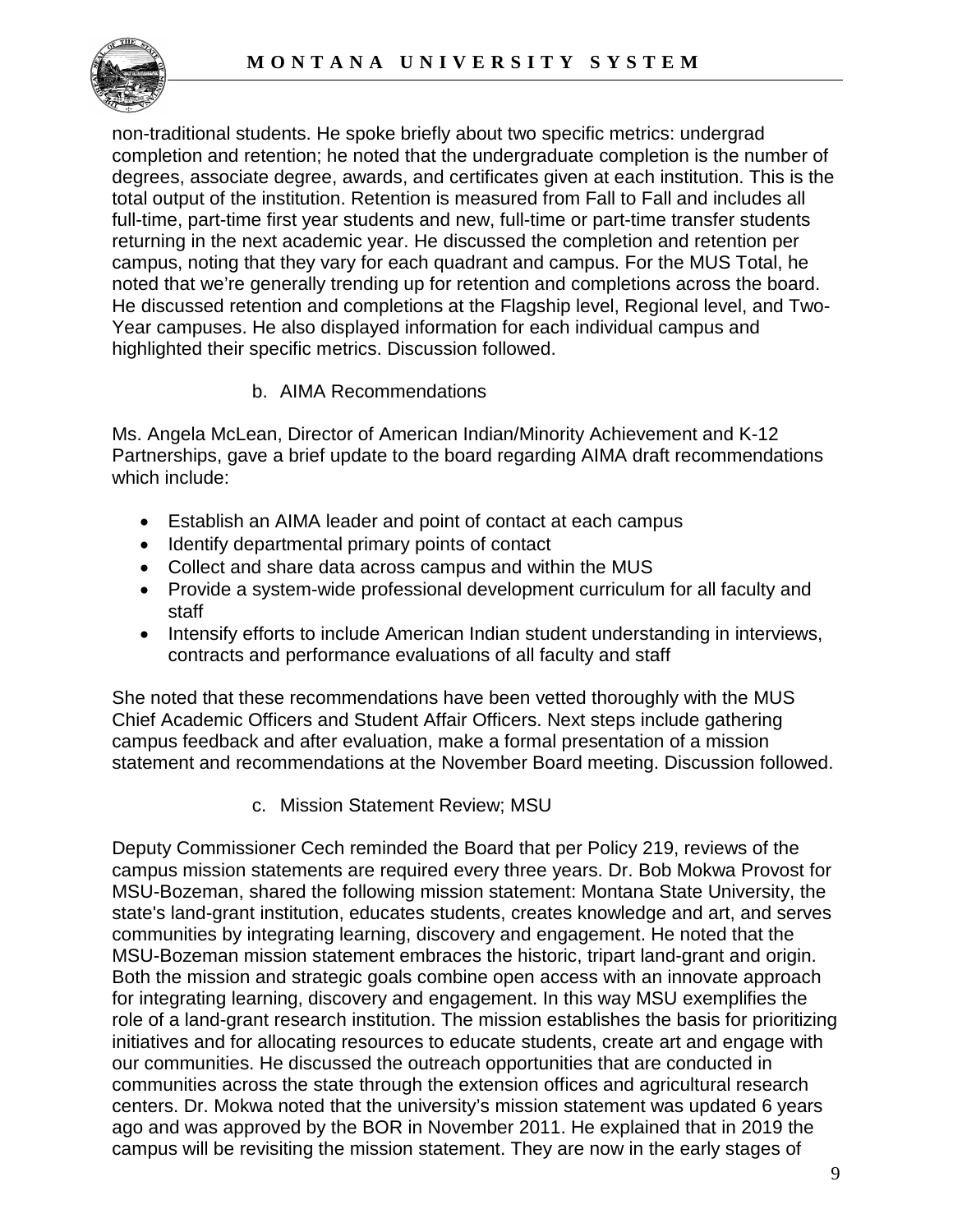non-traditional students. He spoke briefly about two specific metrics: undergrad completion and retention; he noted that the undergraduate completion is the number of degrees, associate degree, awards, and certificates given at each institution. This is the total output of the institution. Retention is measured from Fall to Fall and includes all full-time, part-time first year students and new, full-time or part-time transfer students returning in the next academic year. He discussed the completion and retention per campus, noting that they vary for each quadrant and campus. For the MUS Total, he noted that we're generally trending up for retention and completions across the board. He discussed retention and completions at the Flagship level, Regional level, and Two-Year campuses. He also displayed information for each individual campus and highlighted their specific metrics. Discussion followed.

b. AIMA Recommendations

Ms. Angela McLean, Director of American Indian/Minority Achievement and K-12 Partnerships, gave a brief update to the board regarding AIMA draft recommendations which include:

- Establish an AIMA leader and point of contact at each campus
- Identify departmental primary points of contact
- Collect and share data across campus and within the MUS
- Provide a system-wide professional development curriculum for all faculty and staff
- Intensify efforts to include American Indian student understanding in interviews, contracts and performance evaluations of all faculty and staff

She noted that these recommendations have been vetted thoroughly with the MUS Chief Academic Officers and Student Affair Officers. Next steps include gathering campus feedback and after evaluation, make a formal presentation of a mission statement and recommendations at the November Board meeting. Discussion followed.

c. Mission Statement Review; MSU

Deputy Commissioner Cech reminded the Board that per Policy 219, reviews of the campus mission statements are required every three years. Dr. Bob Mokwa Provost for MSU-Bozeman, shared the following mission statement: Montana State University, the state's land-grant institution, educates students, creates knowledge and art, and serves communities by integrating learning, discovery and engagement. He noted that the MSU-Bozeman mission statement embraces the historic, tripart land-grant and origin. Both the mission and strategic goals combine open access with an innovate approach for integrating learning, discovery and engagement. In this way MSU exemplifies the role of a land-grant research institution. The mission establishes the basis for prioritizing initiatives and for allocating resources to educate students, create art and engage with our communities. He discussed the outreach opportunities that are conducted in communities across the state through the extension offices and agricultural research centers. Dr. Mokwa noted that the university's mission statement was updated 6 years ago and was approved by the BOR in November 2011. He explained that in 2019 the campus will be revisiting the mission statement. They are now in the early stages of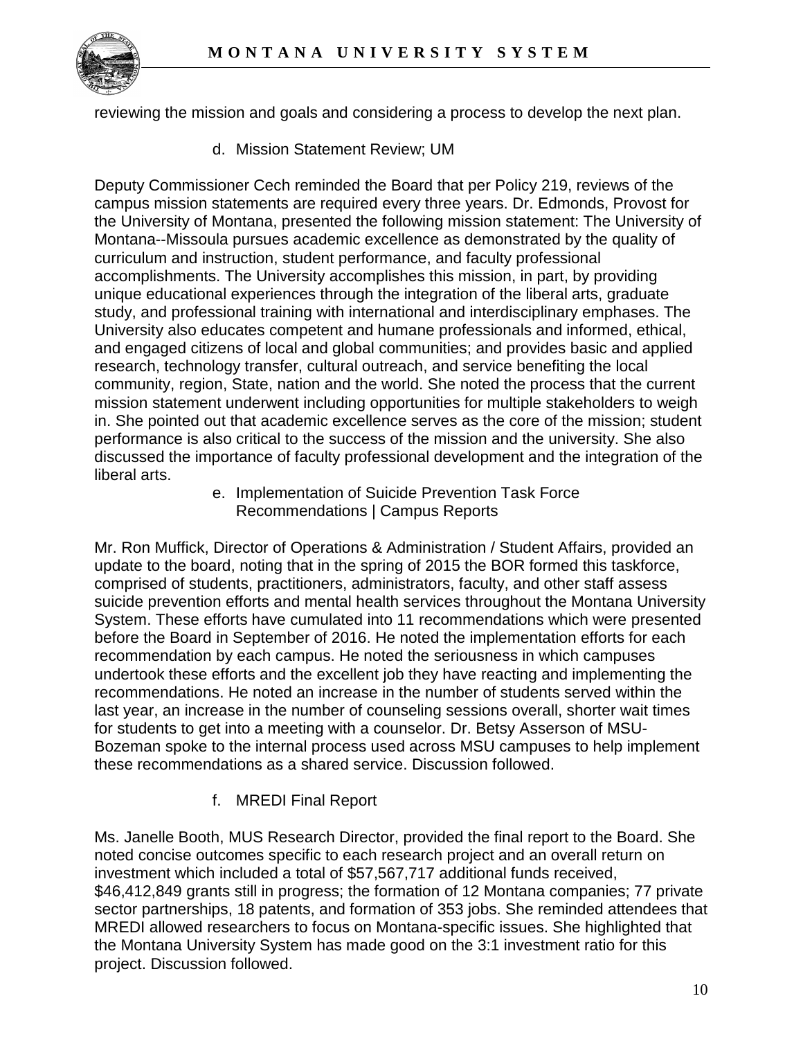reviewing the mission and goals and considering a process to develop the next plan.

d. Mission Statement Review; UM

Deputy Commissioner Cech reminded the Board that per Policy 219, reviews of the campus mission statements are required every three years. Dr. Edmonds, Provost for the University of Montana, presented the following mission statement: The University of Montana--Missoula pursues academic excellence as demonstrated by the quality of curriculum and instruction, student performance, and faculty professional accomplishments. The University accomplishes this mission, in part, by providing unique educational experiences through the integration of the liberal arts, graduate study, and professional training with international and interdisciplinary emphases. The University also educates competent and humane professionals and informed, ethical, and engaged citizens of local and global communities; and provides basic and applied research, technology transfer, cultural outreach, and service benefiting the local community, region, State, nation and the world. She noted the process that the current mission statement underwent including opportunities for multiple stakeholders to weigh in. She pointed out that academic excellence serves as the core of the mission; student performance is also critical to the success of the mission and the university. She also discussed the importance of faculty professional development and the integration of the liberal arts.

e. Implementation of Suicide Prevention Task Force Recommendations | Campus Reports

Mr. Ron Muffick, Director of Operations & Administration / Student Affairs, provided an update to the board, noting that in the spring of 2015 the BOR formed this taskforce, comprised of students, practitioners, administrators, faculty, and other staff assess suicide prevention efforts and mental health services throughout the Montana University System. These efforts have cumulated into 11 recommendations which were presented before the Board in September of 2016. He noted the implementation efforts for each recommendation by each campus. He noted the seriousness in which campuses undertook these efforts and the excellent job they have reacting and implementing the recommendations. He noted an increase in the number of students served within the last year, an increase in the number of counseling sessions overall, shorter wait times for students to get into a meeting with a counselor. Dr. Betsy Asserson of MSU-Bozeman spoke to the internal process used across MSU campuses to help implement these recommendations as a shared service. Discussion followed.

f. MREDI Final Report

Ms. Janelle Booth, MUS Research Director, provided the final report to the Board. She noted concise outcomes specific to each research project and an overall return on investment which included a total of $57,567,717 additional funds received, $46,412,849 grants still in progress; the formation of 12 Montana companies; 77 private sector partnerships, 18 patents, and formation of 353 jobs. She reminded attendees that MREDI allowed researchers to focus on Montana-specific issues. She highlighted that the Montana University System has made good on the 3:1 investment ratio for this project. Discussion followed.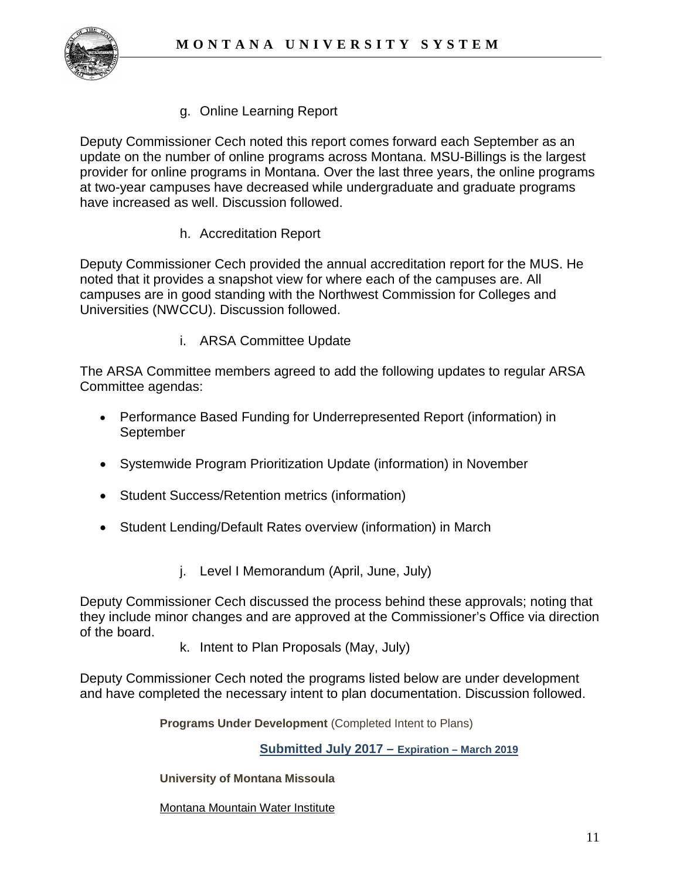g. Online Learning Report

Deputy Commissioner Cech noted this report comes forward each September as an update on the number of online programs across Montana. MSU-Billings is the largest provider for online programs in Montana. Over the last three years, the online programs at two-year campuses have decreased while undergraduate and graduate programs have increased as well. Discussion followed.

h. Accreditation Report

Deputy Commissioner Cech provided the annual accreditation report for the MUS. He noted that it provides a snapshot view for where each of the campuses are. All campuses are in good standing with the Northwest Commission for Colleges and Universities (NWCCU). Discussion followed.

i. ARSA Committee Update

The ARSA Committee members agreed to add the following updates to regular ARSA Committee agendas:

- Performance Based Funding for Underrepresented Report (information) in September
- Systemwide Program Prioritization Update (information) in November
- Student Success/Retention metrics (information)
- Student Lending/Default Rates overview (information) in March

j. Level I Memorandum (April, June, July)

Deputy Commissioner Cech discussed the process behind these approvals; noting that they include minor changes and are approved at the Commissioner's Office via direction of the board.

k. Intent to Plan Proposals (May, July)

Deputy Commissioner Cech noted the programs listed below are under development and have completed the necessary intent to plan documentation. Discussion followed.

**Programs Under Development** (Completed Intent to Plans)

**Submitted July 2017 – Expiration – March 2019**

**University of Montana Missoula**

Montana Mountain Water Institute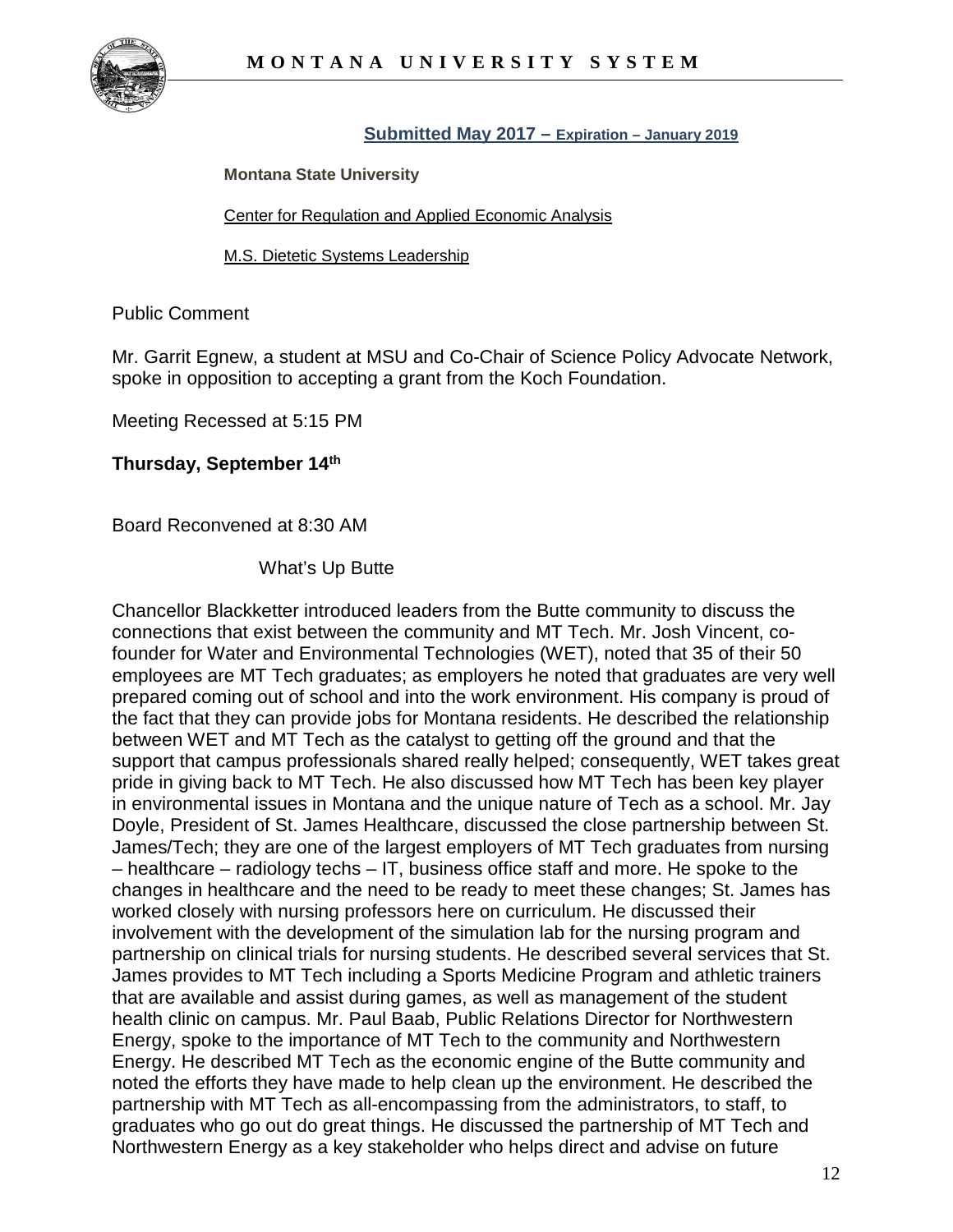**Submitted May 2017 – Expiration – January 2019**

**Montana State University**

Center for Regulation and Applied Economic Analysis

M.S. Dietetic Systems Leadership

Public Comment

Mr. Garrit Egnew, a student at MSU and Co-Chair of Science Policy Advocate Network, spoke in opposition to accepting a grant from the Koch Foundation.

Meeting Recessed at 5:15 PM

**Thursday, September 14th**

Board Reconvened at 8:30 AM

What's Up Butte

Chancellor Blackketter introduced leaders from the Butte community to discuss the connections that exist between the community and MT Tech. Mr. Josh Vincent, co-founder for Water and Environmental Technologies (WET), noted that 35 of their 50 employees are MT Tech graduates; as employers he noted that graduates are very well prepared coming out of school and into the work environment. His company is proud of the fact that they can provide jobs for Montana residents. He described the relationship between WET and MT Tech as the catalyst to getting off the ground and that the support that campus professionals shared really helped; consequently, WET takes great pride in giving back to MT Tech. He also discussed how MT Tech has been key player in environmental issues in Montana and the unique nature of Tech as a school. Mr. Jay Doyle, President of St. James Healthcare, discussed the close partnership between St. James/Tech; they are one of the largest employers of MT Tech graduates from nursing – healthcare – radiology techs – IT, business office staff and more. He spoke to the changes in healthcare and the need to be ready to meet these changes; St. James has worked closely with nursing professors here on curriculum. He discussed their involvement with the development of the simulation lab for the nursing program and partnership on clinical trials for nursing students. He described several services that St. James provides to MT Tech including a Sports Medicine Program and athletic trainers that are available and assist during games, as well as management of the student health clinic on campus. Mr. Paul Baab, Public Relations Director for Northwestern Energy, spoke to the importance of MT Tech to the community and Northwestern Energy. He described MT Tech as the economic engine of the Butte community and noted the efforts they have made to help clean up the environment. He described the partnership with MT Tech as all-encompassing from the administrators, to staff, to graduates who go out do great things. He discussed the partnership of MT Tech and Northwestern Energy as a key stakeholder who helps direct and advise on future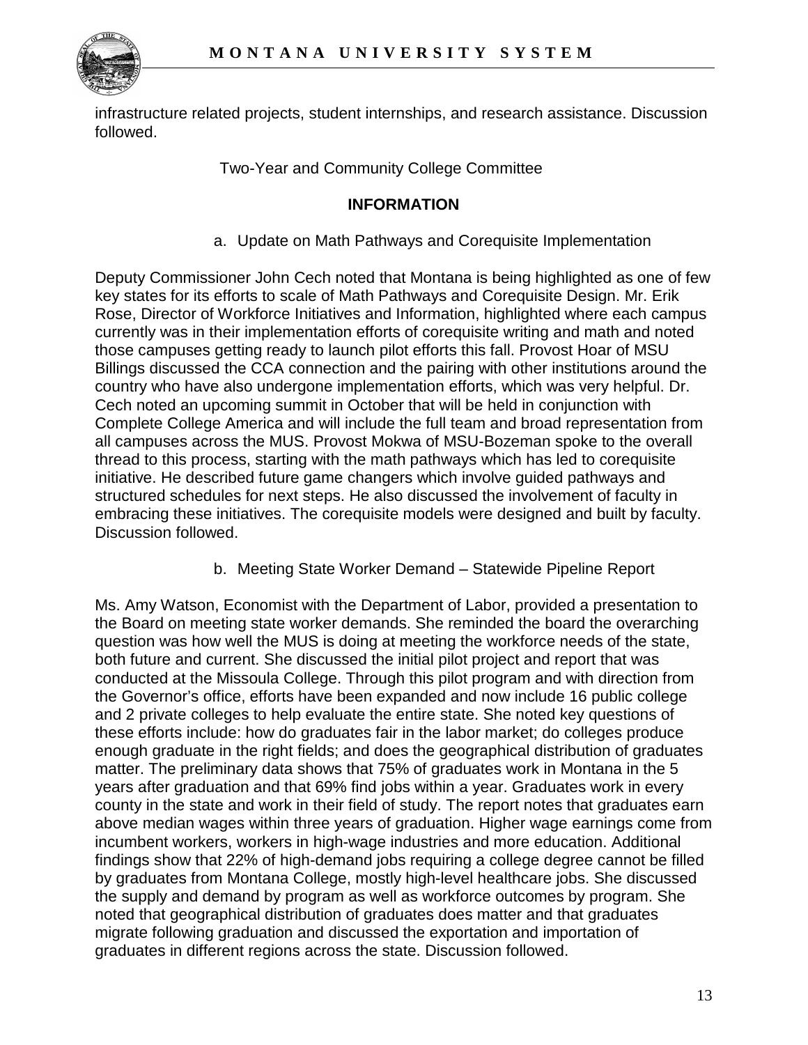infrastructure related projects, student internships, and research assistance. Discussion followed.

Two-Year and Community College Committee

**INFORMATION**

a. Update on Math Pathways and Corequisite Implementation

Deputy Commissioner John Cech noted that Montana is being highlighted as one of few key states for its efforts to scale of Math Pathways and Corequisite Design. Mr. Erik Rose, Director of Workforce Initiatives and Information, highlighted where each campus currently was in their implementation efforts of corequisite writing and math and noted those campuses getting ready to launch pilot efforts this fall. Provost Hoar of MSU Billings discussed the CCA connection and the pairing with other institutions around the country who have also undergone implementation efforts, which was very helpful. Dr. Cech noted an upcoming summit in October that will be held in conjunction with Complete College America and will include the full team and broad representation from all campuses across the MUS. Provost Mokwa of MSU-Bozeman spoke to the overall thread to this process, starting with the math pathways which has led to corequisite initiative. He described future game changers which involve guided pathways and structured schedules for next steps. He also discussed the involvement of faculty in embracing these initiatives. The corequisite models were designed and built by faculty. Discussion followed.

b. Meeting State Worker Demand – Statewide Pipeline Report

Ms. Amy Watson, Economist with the Department of Labor, provided a presentation to the Board on meeting state worker demands. She reminded the board the overarching question was how well the MUS is doing at meeting the workforce needs of the state, both future and current. She discussed the initial pilot project and report that was conducted at the Missoula College. Through this pilot program and with direction from the Governor's office, efforts have been expanded and now include 16 public college and 2 private colleges to help evaluate the entire state. She noted key questions of these efforts include: how do graduates fair in the labor market; do colleges produce enough graduate in the right fields; and does the geographical distribution of graduates matter. The preliminary data shows that 75% of graduates work in Montana in the 5 years after graduation and that 69% find jobs within a year. Graduates work in every county in the state and work in their field of study. The report notes that graduates earn above median wages within three years of graduation. Higher wage earnings come from incumbent workers, workers in high-wage industries and more education. Additional findings show that 22% of high-demand jobs requiring a college degree cannot be filled by graduates from Montana College, mostly high-level healthcare jobs. She discussed the supply and demand by program as well as workforce outcomes by program. She noted that geographical distribution of graduates does matter and that graduates migrate following graduation and discussed the exportation and importation of graduates in different regions across the state. Discussion followed.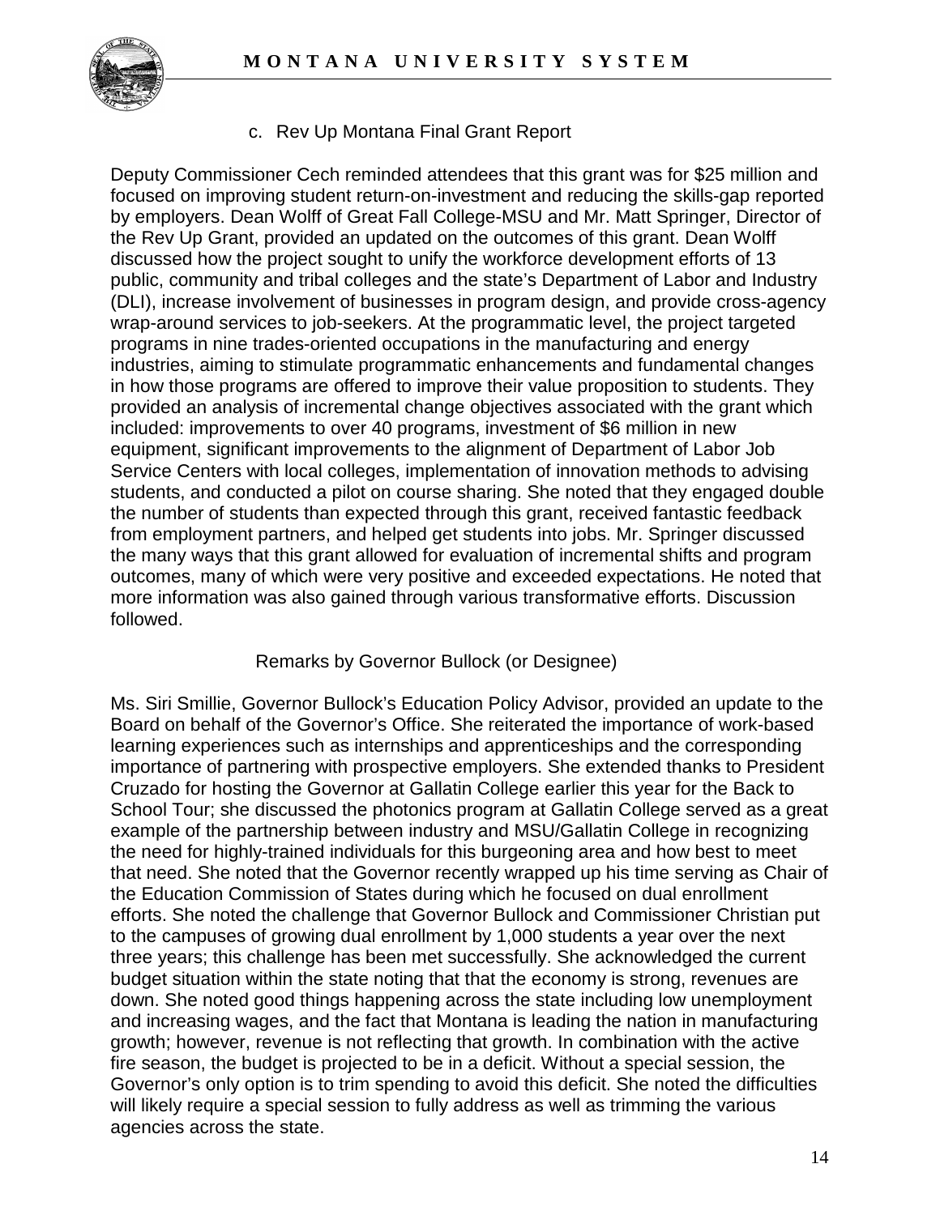c. Rev Up Montana Final Grant Report

Deputy Commissioner Cech reminded attendees that this grant was for $25 million and focused on improving student return-on-investment and reducing the skills-gap reported by employers. Dean Wolff of Great Fall College-MSU and Mr. Matt Springer, Director of the Rev Up Grant, provided an updated on the outcomes of this grant. Dean Wolff discussed how the project sought to unify the workforce development efforts of 13 public, community and tribal colleges and the state's Department of Labor and Industry (DLI), increase involvement of businesses in program design, and provide cross-agency wrap-around services to job-seekers. At the programmatic level, the project targeted programs in nine trades-oriented occupations in the manufacturing and energy industries, aiming to stimulate programmatic enhancements and fundamental changes in how those programs are offered to improve their value proposition to students. They provided an analysis of incremental change objectives associated with the grant which included: improvements to over 40 programs, investment of $6 million in new equipment, significant improvements to the alignment of Department of Labor Job Service Centers with local colleges, implementation of innovation methods to advising students, and conducted a pilot on course sharing. She noted that they engaged double the number of students than expected through this grant, received fantastic feedback from employment partners, and helped get students into jobs. Mr. Springer discussed the many ways that this grant allowed for evaluation of incremental shifts and program outcomes, many of which were very positive and exceeded expectations. He noted that more information was also gained through various transformative efforts. Discussion followed.

Remarks by Governor Bullock (or Designee)

Ms. Siri Smillie, Governor Bullock's Education Policy Advisor, provided an update to the Board on behalf of the Governor's Office. She reiterated the importance of work-based learning experiences such as internships and apprenticeships and the corresponding importance of partnering with prospective employers. She extended thanks to President Cruzado for hosting the Governor at Gallatin College earlier this year for the Back to School Tour; she discussed the photonics program at Gallatin College served as a great example of the partnership between industry and MSU/Gallatin College in recognizing the need for highly-trained individuals for this burgeoning area and how best to meet that need. She noted that the Governor recently wrapped up his time serving as Chair of the Education Commission of States during which he focused on dual enrollment efforts. She noted the challenge that Governor Bullock and Commissioner Christian put to the campuses of growing dual enrollment by 1,000 students a year over the next three years; this challenge has been met successfully. She acknowledged the current budget situation within the state noting that that the economy is strong, revenues are down. She noted good things happening across the state including low unemployment and increasing wages, and the fact that Montana is leading the nation in manufacturing growth; however, revenue is not reflecting that growth. In combination with the active fire season, the budget is projected to be in a deficit. Without a special session, the Governor's only option is to trim spending to avoid this deficit. She noted the difficulties will likely require a special session to fully address as well as trimming the various agencies across the state.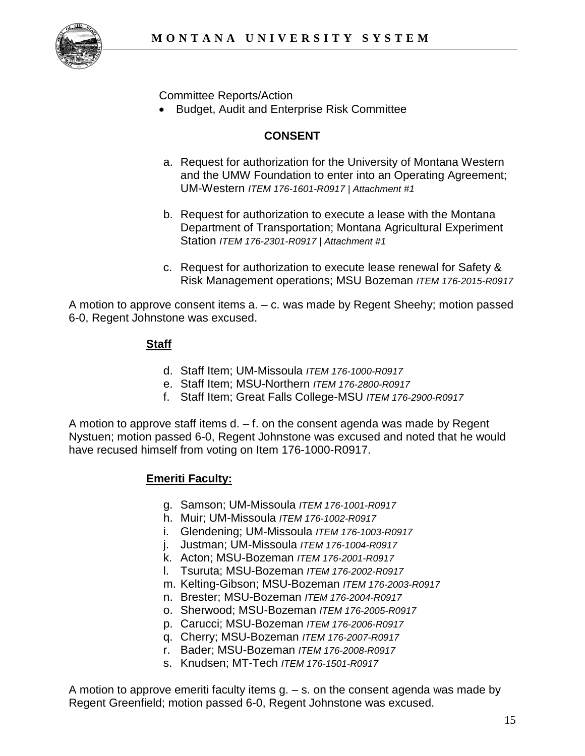Committee Reports/Action

- Budget, Audit and Enterprise Risk Committee

**CONSENT**

a. Request for authorization for the University of Montana Western and the UMW Foundation to enter into an Operating Agreement; UM-Western *ITEM 176-1601-R0917 | Attachment #1*

b. Request for authorization to execute a lease with the Montana Department of Transportation; Montana Agricultural Experiment Station *ITEM 176-2301-R0917 | Attachment #1*

c. Request for authorization to execute lease renewal for Safety & Risk Management operations; MSU Bozeman *ITEM 176-2015-R0917*

A motion to approve consent items a. – c. was made by Regent Sheehy; motion passed 6-0, Regent Johnstone was excused.

**Staff**

d. Staff Item; UM-Missoula *ITEM 176-1000-R0917*
e. Staff Item; MSU-Northern *ITEM 176-2800-R0917*
f. Staff Item; Great Falls College-MSU *ITEM 176-2900-R0917*

A motion to approve staff items d. – f. on the consent agenda was made by Regent Nystuen; motion passed 6-0, Regent Johnstone was excused and noted that he would have recused himself from voting on Item 176-1000-R0917.

**Emeriti Faculty:**

g. Samson; UM-Missoula *ITEM 176-1001-R0917*
h. Muir; UM-Missoula *ITEM 176-1002-R0917*
i. Glendening; UM-Missoula *ITEM 176-1003-R0917*
j. Justman; UM-Missoula *ITEM 176-1004-R0917*
k. Acton; MSU-Bozeman *ITEM 176-2001-R0917*
l. Tsuruta; MSU-Bozeman *ITEM 176-2002-R0917*
m. Kelting-Gibson; MSU-Bozeman *ITEM 176-2003-R0917*
n. Brester; MSU-Bozeman *ITEM 176-2004-R0917*
o. Sherwood; MSU-Bozeman *ITEM 176-2005-R0917*
p. Carucci; MSU-Bozeman *ITEM 176-2006-R0917*
q. Cherry; MSU-Bozeman *ITEM 176-2007-R0917*
r. Bader; MSU-Bozeman *ITEM 176-2008-R0917*
s. Knudsen; MT-Tech *ITEM 176-1501-R0917*

A motion to approve emeriti faculty items g. – s. on the consent agenda was made by Regent Greenfield; motion passed 6-0, Regent Johnstone was excused.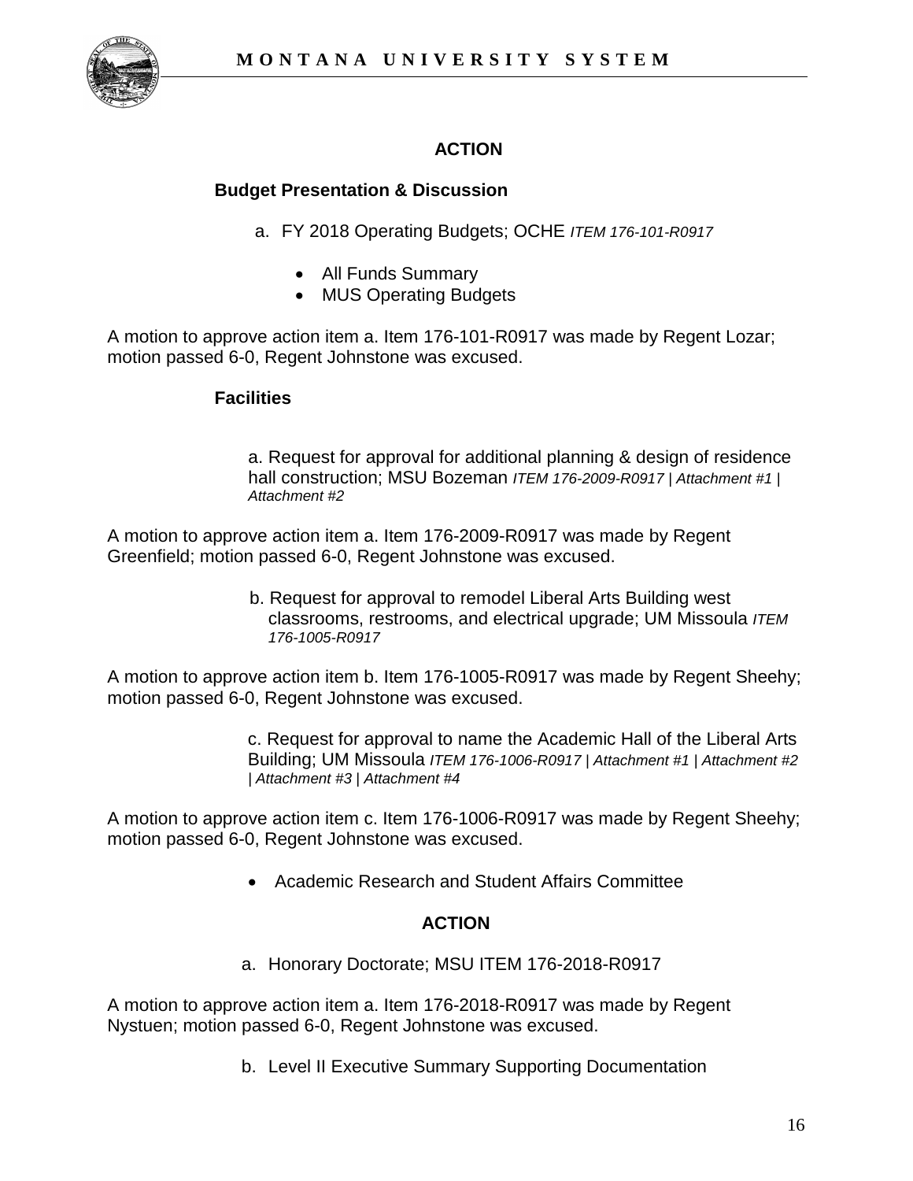### ACTION

**Budget Presentation & Discussion**

a. FY 2018 Operating Budgets; OCHE *ITEM 176-101-R0917*

- All Funds Summary
- MUS Operating Budgets

A motion to approve action item a. Item 176-101-R0917 was made by Regent Lozar; motion passed 6-0, Regent Johnstone was excused.

**Facilities**

a. Request for approval for additional planning & design of residence hall construction; MSU Bozeman *ITEM 176-2009-R0917 | Attachment #1 | Attachment #2*

A motion to approve action item a. Item 176-2009-R0917 was made by Regent Greenfield; motion passed 6-0, Regent Johnstone was excused.

b. Request for approval to remodel Liberal Arts Building west classrooms, restrooms, and electrical upgrade; UM Missoula *ITEM 176-1005-R0917*

A motion to approve action item b. Item 176-1005-R0917 was made by Regent Sheehy; motion passed 6-0, Regent Johnstone was excused.

c. Request for approval to name the Academic Hall of the Liberal Arts Building; UM Missoula *ITEM 176-1006-R0917 | Attachment #1 | Attachment #2 | Attachment #3 | Attachment #4*

A motion to approve action item c. Item 176-1006-R0917 was made by Regent Sheehy; motion passed 6-0, Regent Johnstone was excused.

- Academic Research and Student Affairs Committee

### ACTION

a. Honorary Doctorate; MSU ITEM 176-2018-R0917

A motion to approve action item a. Item 176-2018-R0917 was made by Regent Nystuen; motion passed 6-0, Regent Johnstone was excused.

b. Level II Executive Summary Supporting Documentation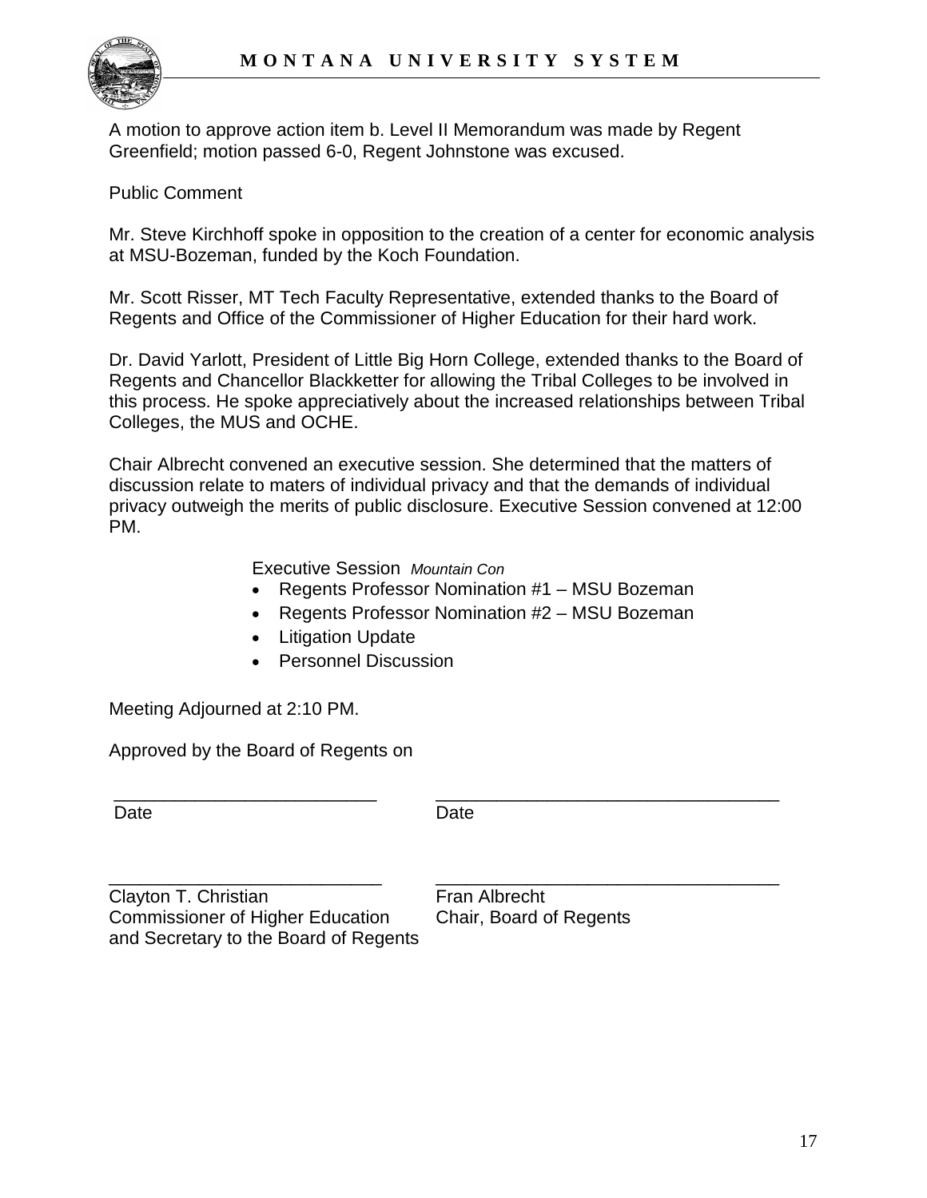A motion to approve action item b. Level II Memorandum was made by Regent Greenfield; motion passed 6-0, Regent Johnstone was excused.

Public Comment

Mr. Steve Kirchhoff spoke in opposition to the creation of a center for economic analysis at MSU-Bozeman, funded by the Koch Foundation.

Mr. Scott Risser, MT Tech Faculty Representative, extended thanks to the Board of Regents and Office of the Commissioner of Higher Education for their hard work.

Dr. David Yarlott, President of Little Big Horn College, extended thanks to the Board of Regents and Chancellor Blackketter for allowing the Tribal Colleges to be involved in this process. He spoke appreciatively about the increased relationships between Tribal Colleges, the MUS and OCHE.

Chair Albrecht convened an executive session. She determined that the matters of discussion relate to maters of individual privacy and that the demands of individual privacy outweigh the merits of public disclosure. Executive Session convened at 12:00 PM.

Executive Session *Mountain Con*

- Regents Professor Nomination #1 – MSU Bozeman
- Regents Professor Nomination #2 – MSU Bozeman
- Litigation Update
- Personnel Discussion

Meeting Adjourned at 2:10 PM.

Approved by the Board of Regents on

| | |
|---|---|
| ___________________________ | ___________________________ |
| Date | Date |
| | |
| ___________________________ | ___________________________ |
| Clayton T. Christian | Fran Albrecht |
| Commissioner of Higher Education | Chair, Board of Regents |
| and Secretary to the Board of Regents | |